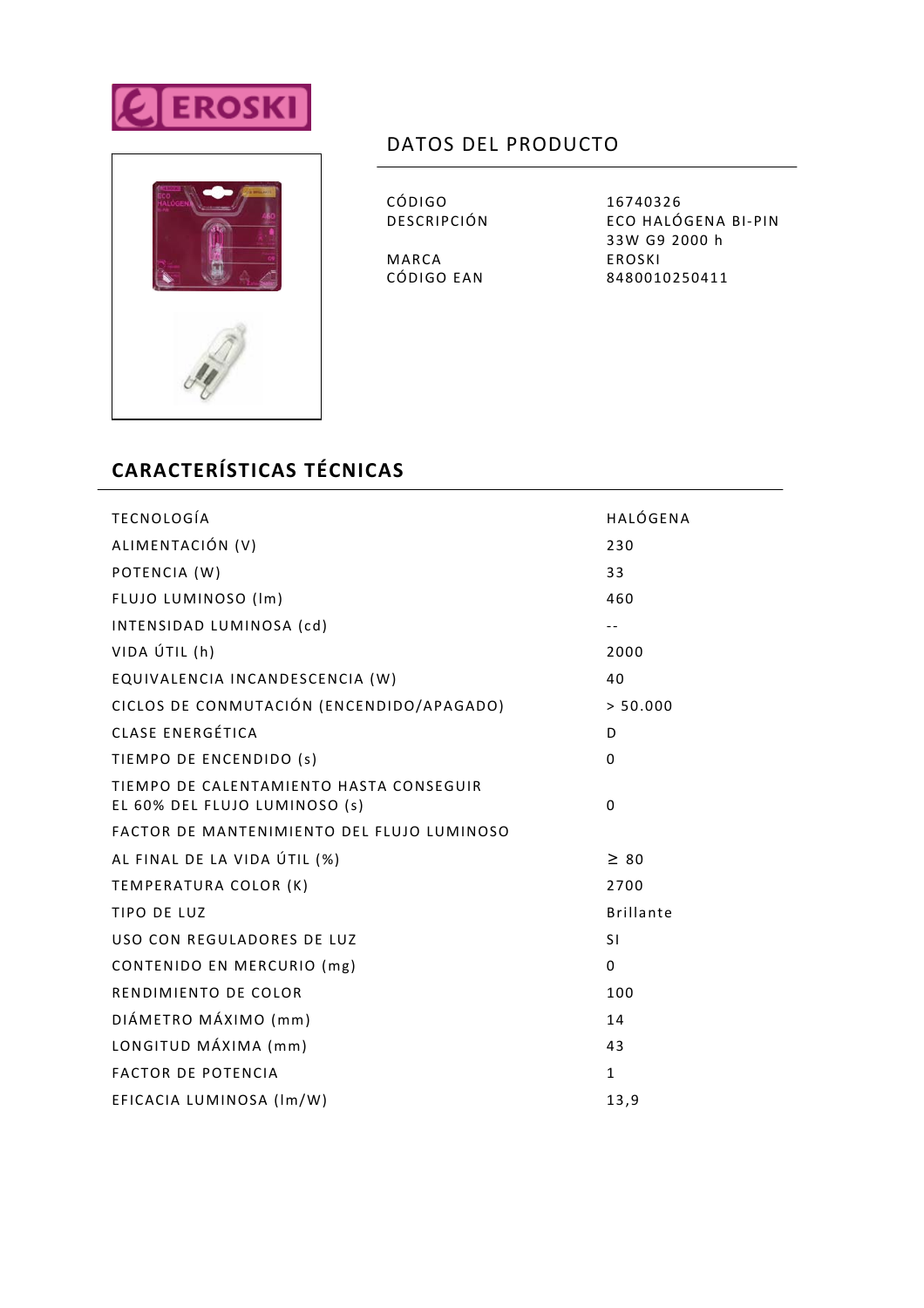EROSKI

## DATOS DEL PRODUCTO

| | |
|---|---|
| CÓDIGO | 16740326 |
| DESCRIPCIÓN | ECO HALÓGENA BI-PIN 33W G9 2000 h |
| MARCA | EROSKI |
| CÓDIGO EAN | 8480010250411 |

## CARACTERÍSTICAS TÉCNICAS

| | |
|---|---|
| TECNOLOGÍA | HALÓGENA |
| ALIMENTACIÓN (V) | 230 |
| POTENCIA (W) | 33 |
| FLUJO LUMINOSO (lm) | 460 |
| INTENSIDAD LUMINOSA (cd) | -- |
| VIDA ÚTIL (h) | 2000 |
| EQUIVALENCIA INCANDESCENCIA (W) | 40 |
| CICLOS DE CONMUTACIÓN (ENCENDIDO/APAGADO) | > 50.000 |
| CLASE ENERGÉTICA | D |
| TIEMPO DE ENCENDIDO (s) | 0 |
| TIEMPO DE CALENTAMIENTO HASTA CONSEGUIR EL 60% DEL FLUJO LUMINOSO (s) | 0 |
| FACTOR DE MANTENIMIENTO DEL FLUJO LUMINOSO AL FINAL DE LA VIDA ÚTIL (%) | ≥ 80 |
| TEMPERATURA COLOR (K) | 2700 |
| TIPO DE LUZ | Brillante |
| USO CON REGULADORES DE LUZ | SI |
| CONTENIDO EN MERCURIO (mg) | 0 |
| RENDIMIENTO DE COLOR | 100 |
| DIÁMETRO MÁXIMO (mm) | 14 |
| LONGITUD MÁXIMA (mm) | 43 |
| FACTOR DE POTENCIA | 1 |
| EFICACIA LUMINOSA (lm/W) | 13,9 |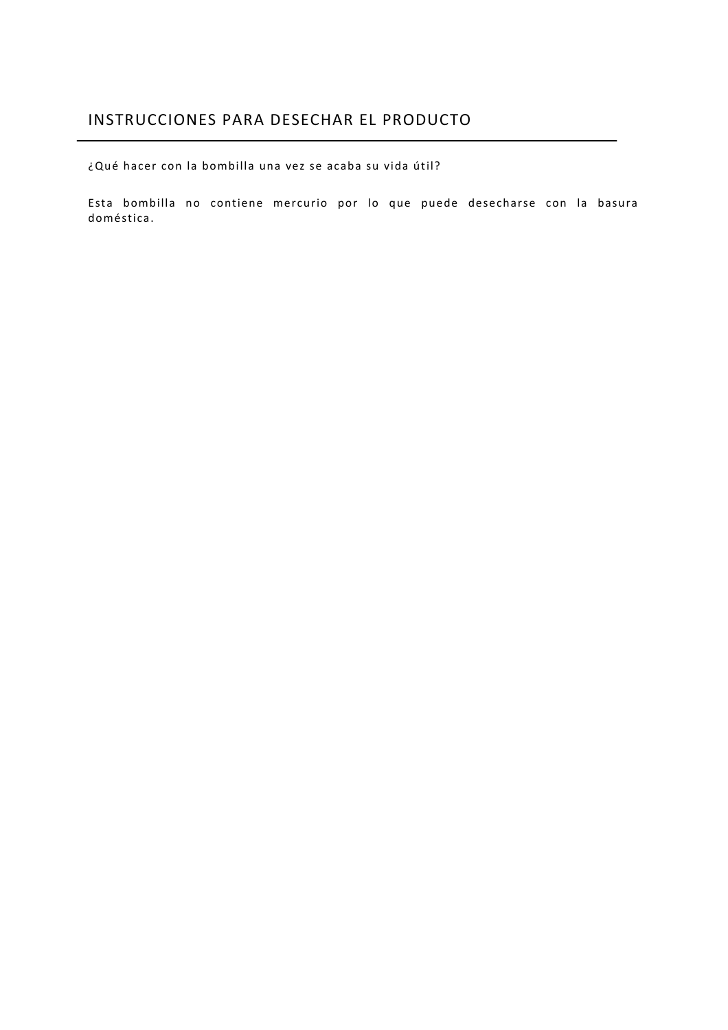## INSTRUCCIONES PARA DESECHAR EL PRODUCTO

¿Qué hacer con la bombilla una vez se acaba su vida útil?

Esta bombilla no contiene mercurio por lo que puede desecharse con la basura doméstica.